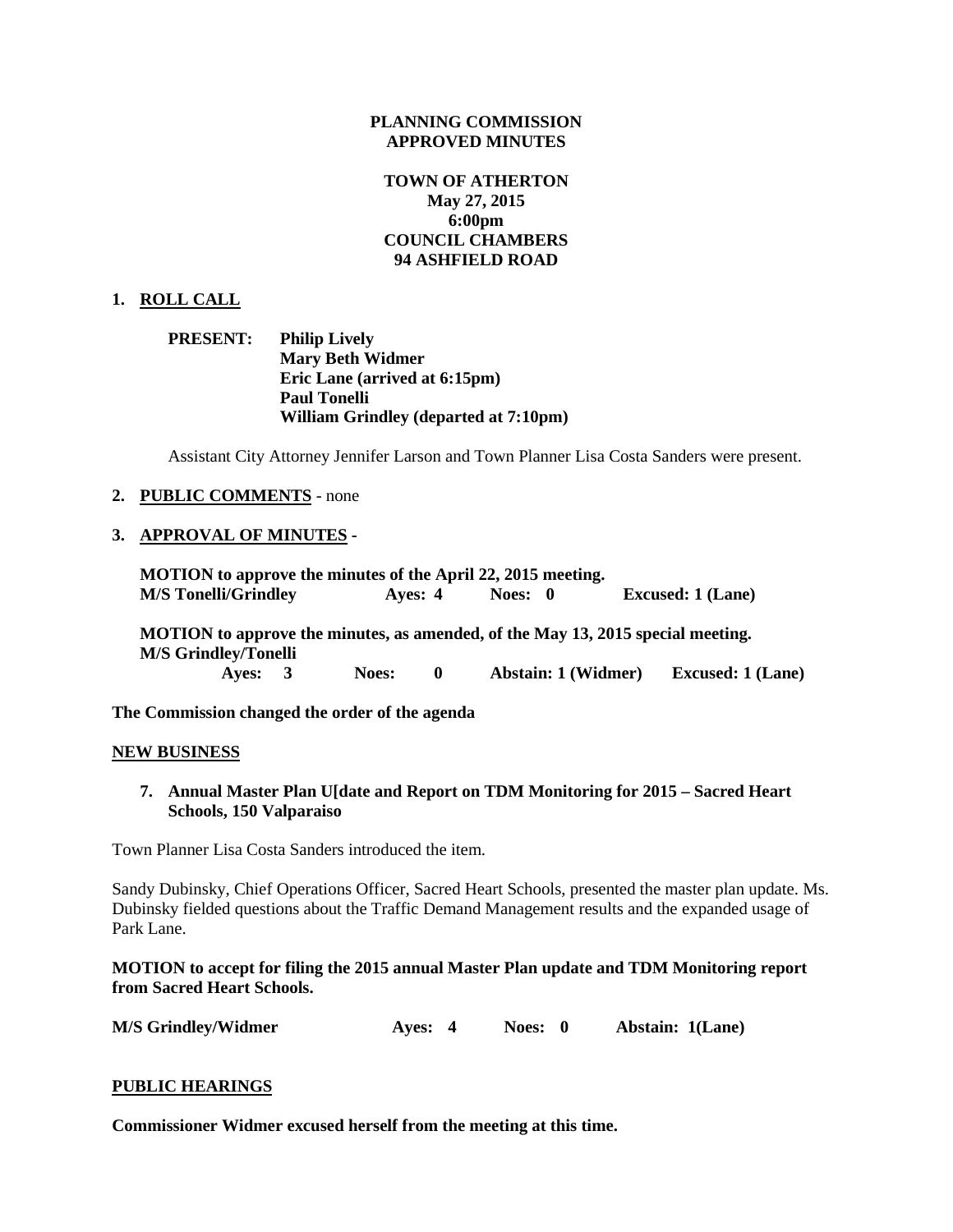**PLANNING COMMISSION**
**APPROVED MINUTES**

**TOWN OF ATHERTON**
**May 27, 2015**
**6:00pm**
**COUNCIL CHAMBERS**
**94 ASHFIELD ROAD**

1. **ROLL CALL**

   **PRESENT:** **Philip Lively**
   **Mary Beth Widmer**
   **Eric Lane (arrived at 6:15pm)**
   **Paul Tonelli**
   **William Grindley (departed at 7:10pm)**

   Assistant City Attorney Jennifer Larson and Town Planner Lisa Costa Sanders were present.

2. **PUBLIC COMMENTS** - none

3. **APPROVAL OF MINUTES** -

   **MOTION to approve the minutes of the April 22, 2015 meeting.**
   **M/S Tonelli/Grindley Ayes: 4 Noes: 0 Excused: 1 (Lane)**

   **MOTION to approve the minutes, as amended, of the May 13, 2015 special meeting.**
   **M/S Grindley/Tonelli**
   **Ayes: 3 Noes: 0 Abstain: 1 (Widmer) Excused: 1 (Lane)**

**The Commission changed the order of the agenda**

**NEW BUSINESS**

7. **Annual Master Plan U[date and Report on TDM Monitoring for 2015 – Sacred Heart Schools, 150 Valparaiso**

Town Planner Lisa Costa Sanders introduced the item.

Sandy Dubinsky, Chief Operations Officer, Sacred Heart Schools, presented the master plan update. Ms. Dubinsky fielded questions about the Traffic Demand Management results and the expanded usage of Park Lane.

**MOTION to accept for filing the 2015 annual Master Plan update and TDM Monitoring report from Sacred Heart Schools.**

**M/S Grindley/Widmer Ayes: 4 Noes: 0 Abstain: 1(Lane)**

**PUBLIC HEARINGS**

**Commissioner Widmer excused herself from the meeting at this time.**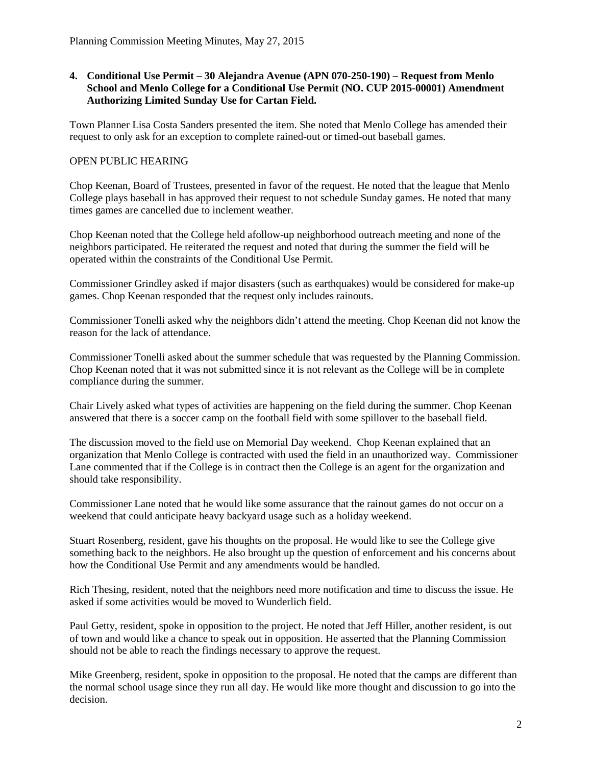**4. Conditional Use Permit – 30 Alejandra Avenue (APN 070-250-190) – Request from Menlo School and Menlo College for a Conditional Use Permit (NO. CUP 2015-00001) Amendment Authorizing Limited Sunday Use for Cartan Field.**

Town Planner Lisa Costa Sanders presented the item. She noted that Menlo College has amended their request to only ask for an exception to complete rained-out or timed-out baseball games.

OPEN PUBLIC HEARING

Chop Keenan, Board of Trustees, presented in favor of the request. He noted that the league that Menlo College plays baseball in has approved their request to not schedule Sunday games. He noted that many times games are cancelled due to inclement weather.

Chop Keenan noted that the College held afollow-up neighborhood outreach meeting and none of the neighbors participated. He reiterated the request and noted that during the summer the field will be operated within the constraints of the Conditional Use Permit.

Commissioner Grindley asked if major disasters (such as earthquakes) would be considered for make-up games. Chop Keenan responded that the request only includes rainouts.

Commissioner Tonelli asked why the neighbors didn't attend the meeting. Chop Keenan did not know the reason for the lack of attendance.

Commissioner Tonelli asked about the summer schedule that was requested by the Planning Commission. Chop Keenan noted that it was not submitted since it is not relevant as the College will be in complete compliance during the summer.

Chair Lively asked what types of activities are happening on the field during the summer. Chop Keenan answered that there is a soccer camp on the football field with some spillover to the baseball field.

The discussion moved to the field use on Memorial Day weekend. Chop Keenan explained that an organization that Menlo College is contracted with used the field in an unauthorized way. Commissioner Lane commented that if the College is in contract then the College is an agent for the organization and should take responsibility.

Commissioner Lane noted that he would like some assurance that the rainout games do not occur on a weekend that could anticipate heavy backyard usage such as a holiday weekend.

Stuart Rosenberg, resident, gave his thoughts on the proposal. He would like to see the College give something back to the neighbors. He also brought up the question of enforcement and his concerns about how the Conditional Use Permit and any amendments would be handled.

Rich Thesing, resident, noted that the neighbors need more notification and time to discuss the issue. He asked if some activities would be moved to Wunderlich field.

Paul Getty, resident, spoke in opposition to the project. He noted that Jeff Hiller, another resident, is out of town and would like a chance to speak out in opposition. He asserted that the Planning Commission should not be able to reach the findings necessary to approve the request.

Mike Greenberg, resident, spoke in opposition to the proposal. He noted that the camps are different than the normal school usage since they run all day. He would like more thought and discussion to go into the decision.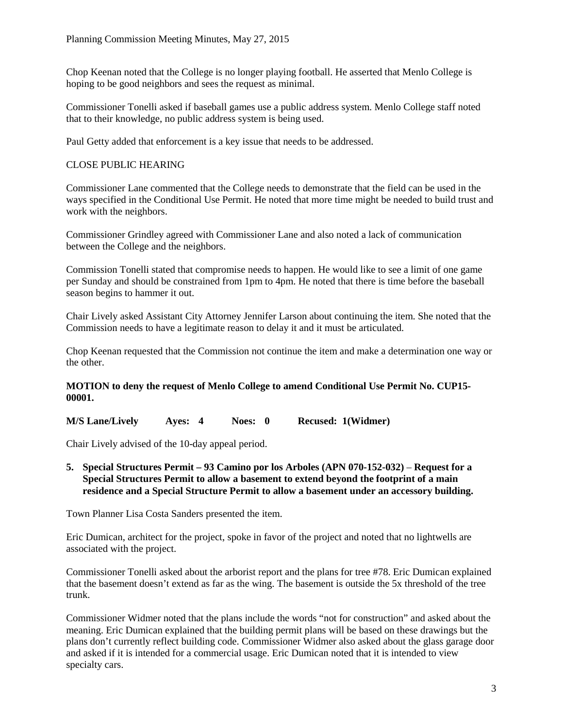Chop Keenan noted that the College is no longer playing football. He asserted that Menlo College is hoping to be good neighbors and sees the request as minimal.

Commissioner Tonelli asked if baseball games use a public address system. Menlo College staff noted that to their knowledge, no public address system is being used.

Paul Getty added that enforcement is a key issue that needs to be addressed.

CLOSE PUBLIC HEARING

Commissioner Lane commented that the College needs to demonstrate that the field can be used in the ways specified in the Conditional Use Permit. He noted that more time might be needed to build trust and work with the neighbors.

Commissioner Grindley agreed with Commissioner Lane and also noted a lack of communication between the College and the neighbors.

Commission Tonelli stated that compromise needs to happen. He would like to see a limit of one game per Sunday and should be constrained from 1pm to 4pm. He noted that there is time before the baseball season begins to hammer it out.

Chair Lively asked Assistant City Attorney Jennifer Larson about continuing the item. She noted that the Commission needs to have a legitimate reason to delay it and it must be articulated.

Chop Keenan requested that the Commission not continue the item and make a determination one way or the other.

**MOTION to deny the request of Menlo College to amend Conditional Use Permit No. CUP15-00001.**

**M/S Lane/Lively Ayes: 4 Noes: 0 Recused: 1(Widmer)**

Chair Lively advised of the 10-day appeal period.

**5. Special Structures Permit – 93 Camino por los Arboles (APN 070-152-032) – Request for a Special Structures Permit to allow a basement to extend beyond the footprint of a main residence and a Special Structure Permit to allow a basement under an accessory building.**

Town Planner Lisa Costa Sanders presented the item.

Eric Dumican, architect for the project, spoke in favor of the project and noted that no lightwells are associated with the project.

Commissioner Tonelli asked about the arborist report and the plans for tree #78. Eric Dumican explained that the basement doesn't extend as far as the wing. The basement is outside the 5x threshold of the tree trunk.

Commissioner Widmer noted that the plans include the words "not for construction" and asked about the meaning. Eric Dumican explained that the building permit plans will be based on these drawings but the plans don't currently reflect building code. Commissioner Widmer also asked about the glass garage door and asked if it is intended for a commercial usage. Eric Dumican noted that it is intended to view specialty cars.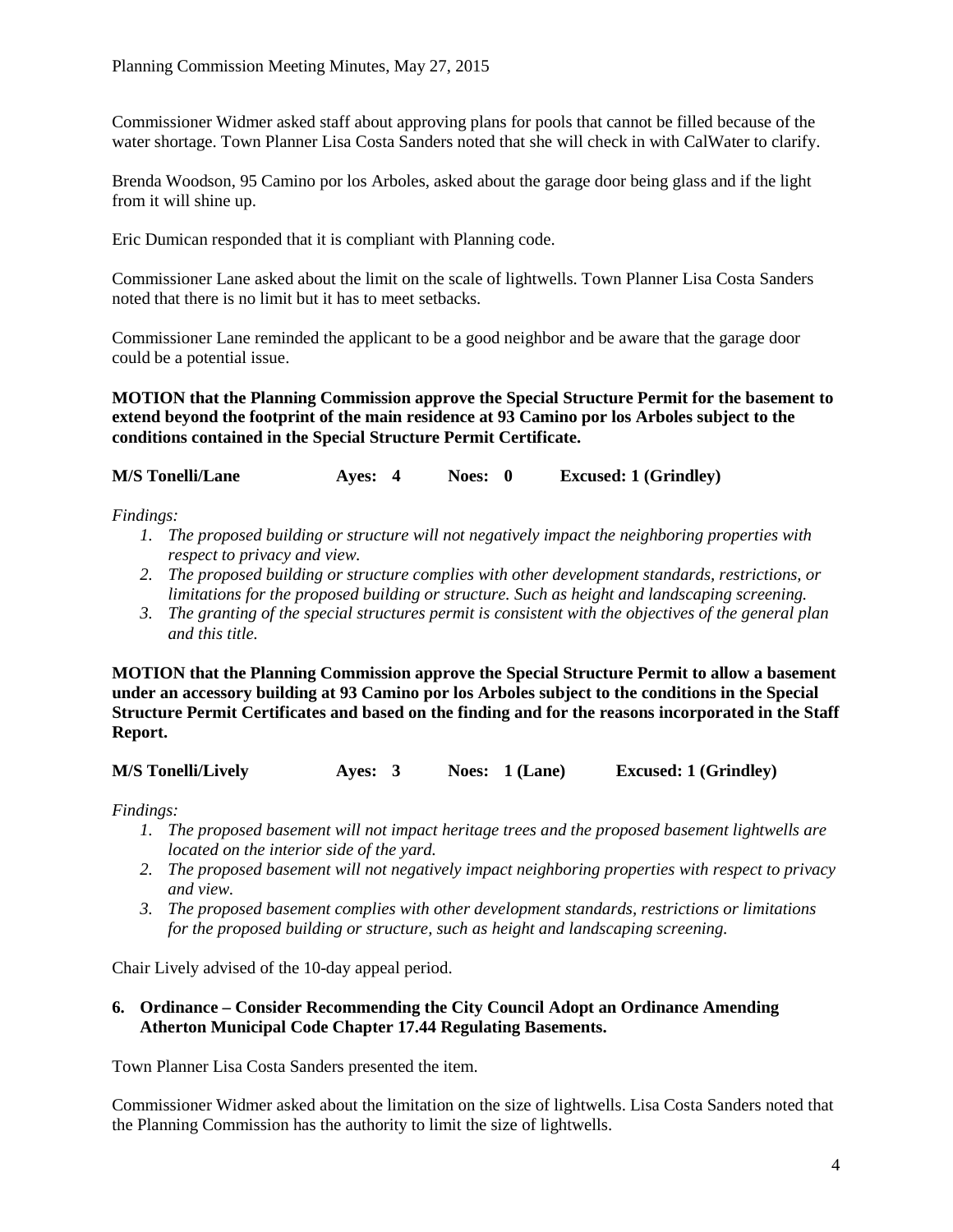Commissioner Widmer asked staff about approving plans for pools that cannot be filled because of the water shortage. Town Planner Lisa Costa Sanders noted that she will check in with CalWater to clarify.

Brenda Woodson, 95 Camino por los Arboles, asked about the garage door being glass and if the light from it will shine up.

Eric Dumican responded that it is compliant with Planning code.

Commissioner Lane asked about the limit on the scale of lightwells. Town Planner Lisa Costa Sanders noted that there is no limit but it has to meet setbacks.

Commissioner Lane reminded the applicant to be a good neighbor and be aware that the garage door could be a potential issue.

**MOTION that the Planning Commission approve the Special Structure Permit for the basement to extend beyond the footprint of the main residence at 93 Camino por los Arboles subject to the conditions contained in the Special Structure Permit Certificate.**

**M/S Tonelli/Lane Ayes: 4 Noes: 0 Excused: 1 (Grindley)**

*Findings:*

1. *The proposed building or structure will not negatively impact the neighboring properties with respect to privacy and view.*
2. *The proposed building or structure complies with other development standards, restrictions, or limitations for the proposed building or structure. Such as height and landscaping screening.*
3. *The granting of the special structures permit is consistent with the objectives of the general plan and this title.*

**MOTION that the Planning Commission approve the Special Structure Permit to allow a basement under an accessory building at 93 Camino por los Arboles subject to the conditions in the Special Structure Permit Certificates and based on the finding and for the reasons incorporated in the Staff Report.**

**M/S Tonelli/Lively Ayes: 3 Noes: 1 (Lane) Excused: 1 (Grindley)**

*Findings:*

1. *The proposed basement will not impact heritage trees and the proposed basement lightwells are located on the interior side of the yard.*
2. *The proposed basement will not negatively impact neighboring properties with respect to privacy and view.*
3. *The proposed basement complies with other development standards, restrictions or limitations for the proposed building or structure, such as height and landscaping screening.*

Chair Lively advised of the 10-day appeal period.

**6. Ordinance – Consider Recommending the City Council Adopt an Ordinance Amending Atherton Municipal Code Chapter 17.44 Regulating Basements.**

Town Planner Lisa Costa Sanders presented the item.

Commissioner Widmer asked about the limitation on the size of lightwells. Lisa Costa Sanders noted that the Planning Commission has the authority to limit the size of lightwells.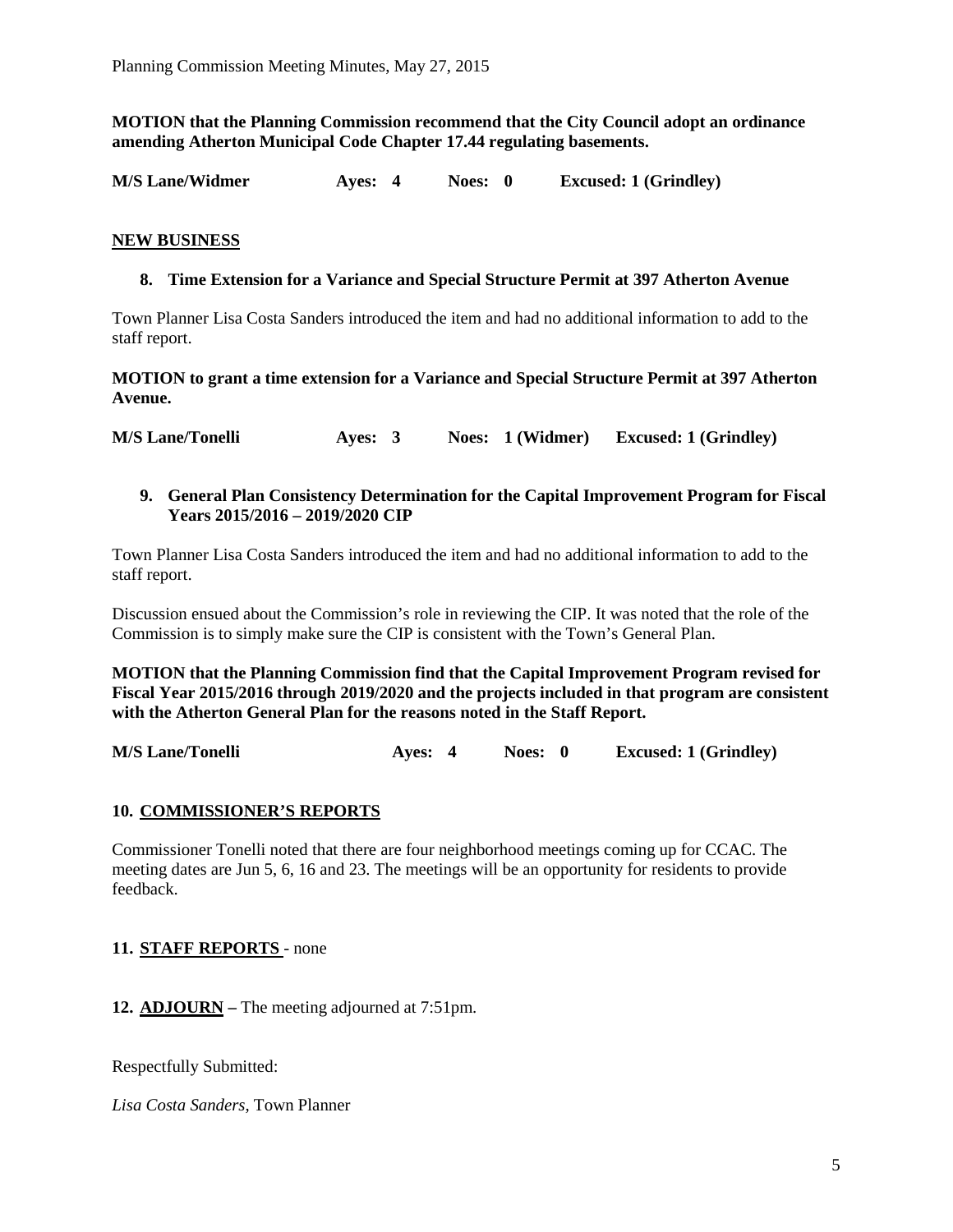**MOTION that the Planning Commission recommend that the City Council adopt an ordinance amending Atherton Municipal Code Chapter 17.44 regulating basements.**

**M/S Lane/Widmer Ayes: 4 Noes: 0 Excused: 1 (Grindley)**

## NEW BUSINESS

### 8. Time Extension for a Variance and Special Structure Permit at 397 Atherton Avenue

Town Planner Lisa Costa Sanders introduced the item and had no additional information to add to the staff report.

**MOTION to grant a time extension for a Variance and Special Structure Permit at 397 Atherton Avenue.**

**M/S Lane/Tonelli Ayes: 3 Noes: 1 (Widmer) Excused: 1 (Grindley)**

### 9. General Plan Consistency Determination for the Capital Improvement Program for Fiscal Years 2015/2016 – 2019/2020 CIP

Town Planner Lisa Costa Sanders introduced the item and had no additional information to add to the staff report.

Discussion ensued about the Commission's role in reviewing the CIP. It was noted that the role of the Commission is to simply make sure the CIP is consistent with the Town's General Plan.

**MOTION that the Planning Commission find that the Capital Improvement Program revised for Fiscal Year 2015/2016 through 2019/2020 and the projects included in that program are consistent with the Atherton General Plan for the reasons noted in the Staff Report.**

**M/S Lane/Tonelli Ayes: 4 Noes: 0 Excused: 1 (Grindley)**

## 10. COMMISSIONER'S REPORTS

Commissioner Tonelli noted that there are four neighborhood meetings coming up for CCAC. The meeting dates are Jun 5, 6, 16 and 23. The meetings will be an opportunity for residents to provide feedback.

## 11. STAFF REPORTS - none

## 12. ADJOURN – The meeting adjourned at 7:51pm.

Respectfully Submitted:

*Lisa Costa Sanders*, Town Planner